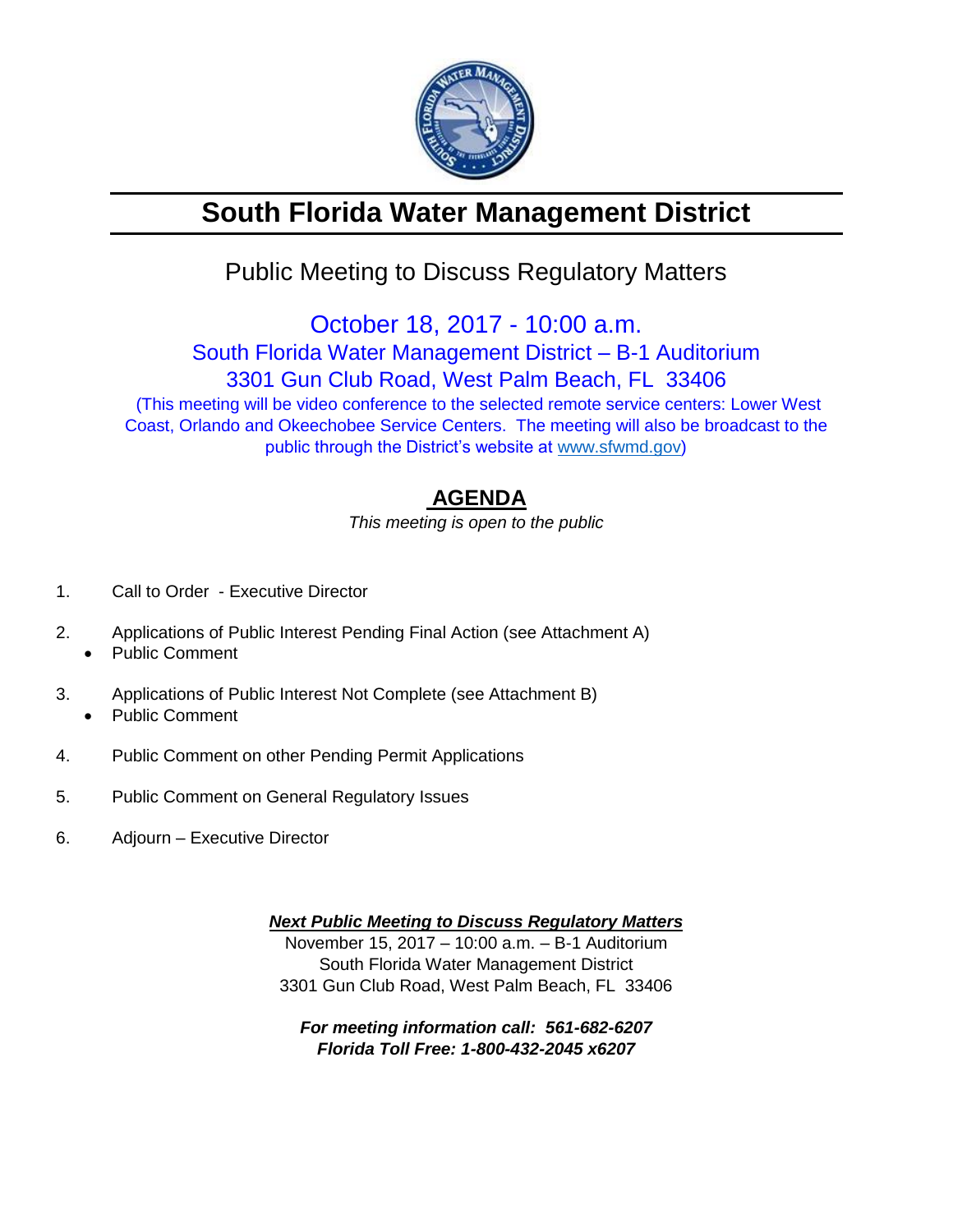# South Florida Water Management District

## Public Meeting to Discuss Regulatory Matters

October 18, 2017 - 10:00 a.m.
South Florida Water Management District – B-1 Auditorium
3301 Gun Club Road, West Palm Beach, FL 33406

(This meeting will be video conference to the selected remote service centers: Lower West Coast, Orlando and Okeechobee Service Centers. The meeting will also be broadcast to the public through the District's website at www.sfwmd.gov)

## AGENDA

*This meeting is open to the public*

1. Call to Order - Executive Director
2. Applications of Public Interest Pending Final Action (see Attachment A)
   - Public Comment
3. Applications of Public Interest Not Complete (see Attachment B)
   - Public Comment
4. Public Comment on other Pending Permit Applications
5. Public Comment on General Regulatory Issues
6. Adjourn – Executive Director

***Next Public Meeting to Discuss Regulatory Matters***

November 15, 2017 – 10:00 a.m. – B-1 Auditorium
South Florida Water Management District
3301 Gun Club Road, West Palm Beach, FL 33406

***For meeting information call: 561-682-6207***
***Florida Toll Free: 1-800-432-2045 x6207***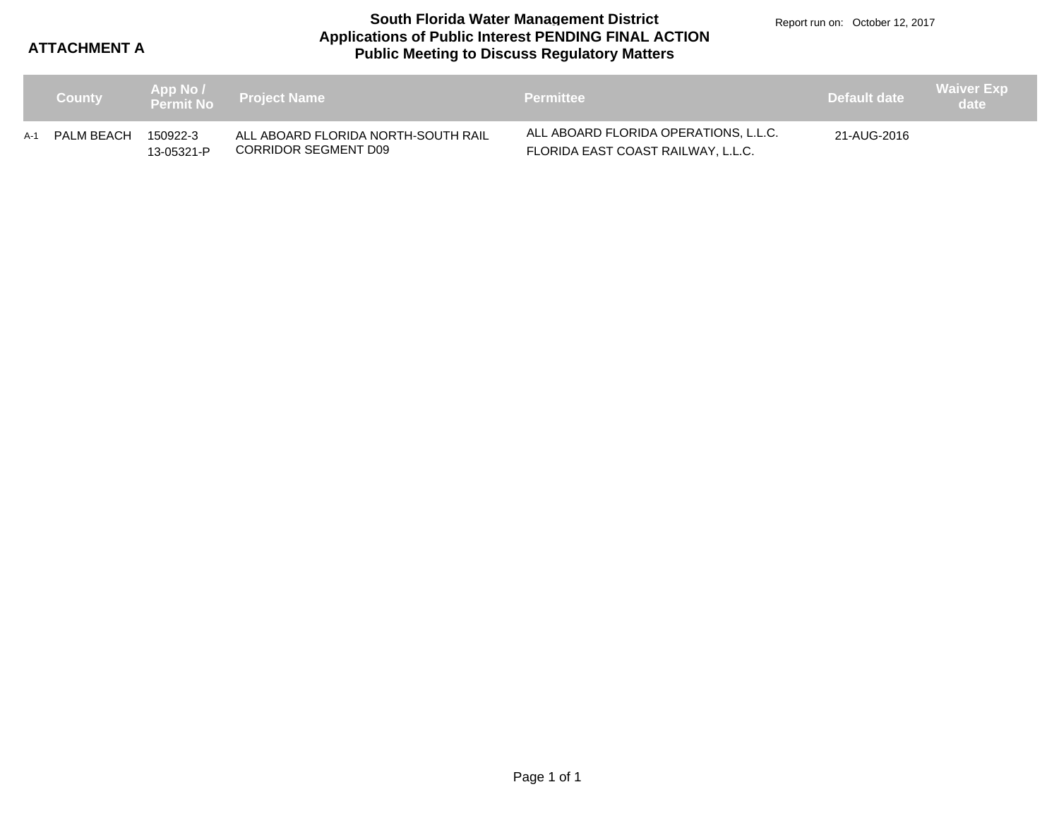**ATTACHMENT A**

# South Florida Water Management District
## Applications of Public Interest PENDING FINAL ACTION
## Public Meeting to Discuss Regulatory Matters

Report run on: October 12, 2017

| | County | App No / Permit No | Project Name | Permittee | Default date | Waiver Exp date |
|---|---|---|---|---|---|---|
| A-1 | PALM BEACH | 150922-3<br>13-05321-P | ALL ABOARD FLORIDA NORTH-SOUTH RAIL CORRIDOR SEGMENT D09 | ALL ABOARD FLORIDA OPERATIONS, L.L.C.<br>FLORIDA EAST COAST RAILWAY, L.L.C. | 21-AUG-2016 | |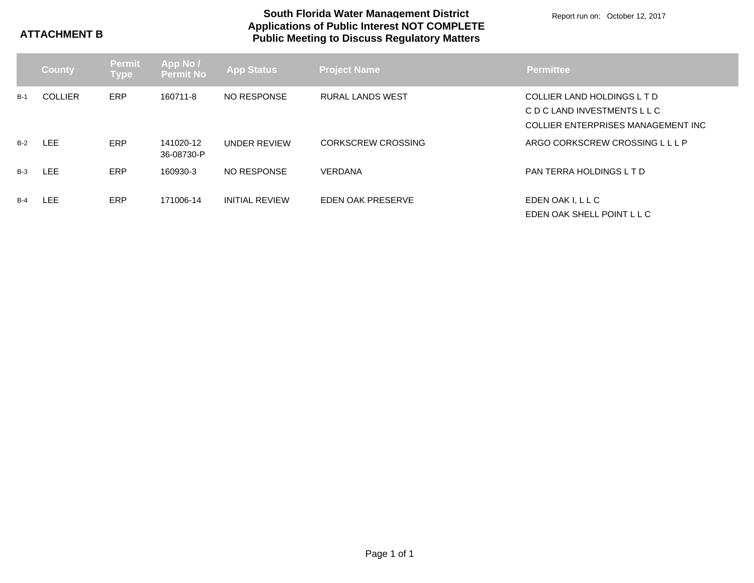**ATTACHMENT B**

# South Florida Water Management District
## Applications of Public Interest NOT COMPLETE
## Public Meeting to Discuss Regulatory Matters

Report run on: October 12, 2017

| | County | Permit Type | App No / Permit No | App Status | Project Name | Permittee |
|---|---|---|---|---|---|---|
| B-1 | COLLIER | ERP | 160711-8 | NO RESPONSE | RURAL LANDS WEST | COLLIER LAND HOLDINGS L T D<br>C D C LAND INVESTMENTS L L C<br>COLLIER ENTERPRISES MANAGEMENT INC |
| B-2 | LEE | ERP | 141020-12<br>36-08730-P | UNDER REVIEW | CORKSCREW CROSSING | ARGO CORKSCREW CROSSING L L L P |
| B-3 | LEE | ERP | 160930-3 | NO RESPONSE | VERDANA | PAN TERRA HOLDINGS L T D |
| B-4 | LEE | ERP | 171006-14 | INITIAL REVIEW | EDEN OAK PRESERVE | EDEN OAK I, L L C<br>EDEN OAK SHELL POINT L L C |